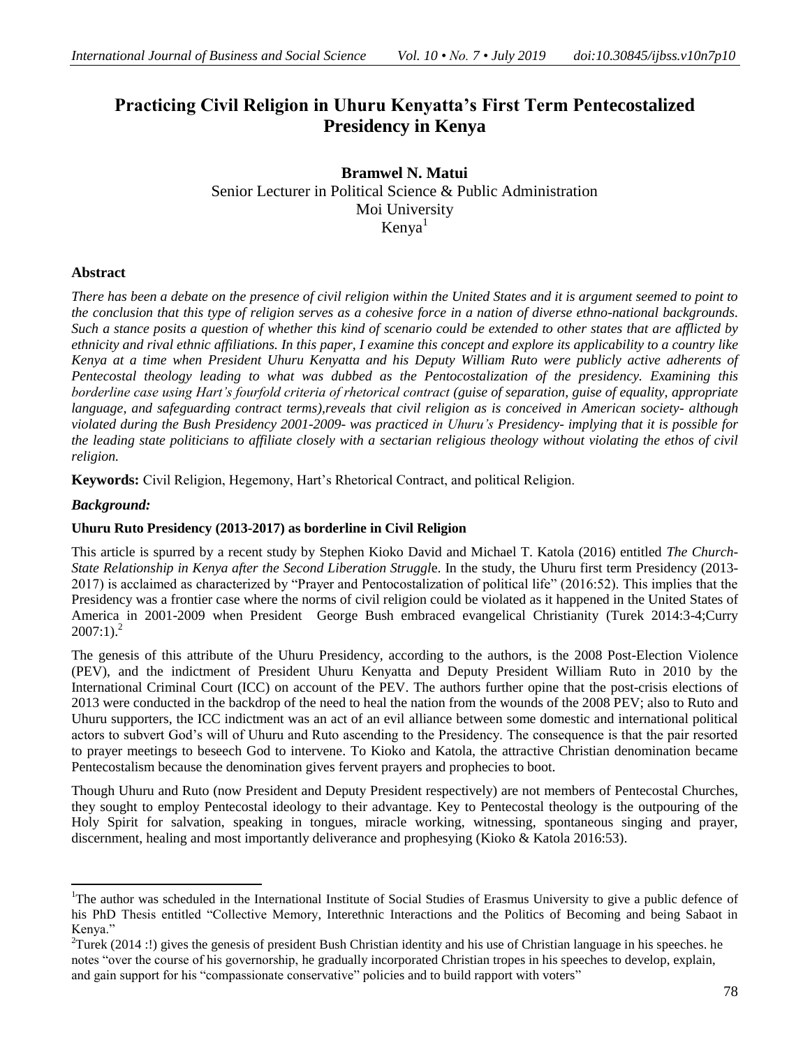# Practicing Civil Religion in Uhuru Kenyatta's First Term Pentecostalized Presidency in Kenya

**Bramwel N. Matui**
Senior Lecturer in Political Science & Public Administration
Moi University
Kenya[1]

## Abstract

*There has been a debate on the presence of civil religion within the United States and it is argument seemed to point to the conclusion that this type of religion serves as a cohesive force in a nation of diverse ethno-national backgrounds. Such a stance posits a question of whether this kind of scenario could be extended to other states that are afflicted by ethnicity and rival ethnic affiliations. In this paper, I examine this concept and explore its applicability to a country like Kenya at a time when President Uhuru Kenyatta and his Deputy William Ruto were publicly active adherents of Pentecostal theology leading to what was dubbed as the Pentocostalization of the presidency. Examining this borderline case using Hart's fourfold criteria of rhetorical contract (guise of separation, guise of equality, appropriate language, and safeguarding contract terms),reveals that civil religion as is conceived in American society- although violated during the Bush Presidency 2001-2009- was practiced in Uhuru's Presidency- implying that it is possible for the leading state politicians to affiliate closely with a sectarian religious theology without violating the ethos of civil religion.*

**Keywords:** Civil Religion, Hegemony, Hart's Rhetorical Contract, and political Religion.

### *Background:*

### Uhuru Ruto Presidency (2013-2017) as borderline in Civil Religion

This article is spurred by a recent study by Stephen Kioko David and Michael T. Katola (2016) entitled *The Church-State Relationship in Kenya after the Second Liberation Struggle*. In the study, the Uhuru first term Presidency (2013-2017) is acclaimed as characterized by "Prayer and Pentocostalization of political life" (2016:52). This implies that the Presidency was a frontier case where the norms of civil religion could be violated as it happened in the United States of America in 2001-2009 when President George Bush embraced evangelical Christianity (Turek 2014:3-4;Curry 2007:1).[2]

The genesis of this attribute of the Uhuru Presidency, according to the authors, is the 2008 Post-Election Violence (PEV), and the indictment of President Uhuru Kenyatta and Deputy President William Ruto in 2010 by the International Criminal Court (ICC) on account of the PEV. The authors further opine that the post-crisis elections of 2013 were conducted in the backdrop of the need to heal the nation from the wounds of the 2008 PEV; also to Ruto and Uhuru supporters, the ICC indictment was an act of an evil alliance between some domestic and international political actors to subvert God's will of Uhuru and Ruto ascending to the Presidency. The consequence is that the pair resorted to prayer meetings to beseech God to intervene. To Kioko and Katola, the attractive Christian denomination became Pentecostalism because the denomination gives fervent prayers and prophecies to boot.

Though Uhuru and Ruto (now President and Deputy President respectively) are not members of Pentecostal Churches, they sought to employ Pentecostal ideology to their advantage. Key to Pentecostal theology is the outpouring of the Holy Spirit for salvation, speaking in tongues, miracle working, witnessing, spontaneous singing and prayer, discernment, healing and most importantly deliverance and prophesying (Kioko & Katola 2016:53).

---

[1]The author was scheduled in the International Institute of Social Studies of Erasmus University to give a public defence of his PhD Thesis entitled "Collective Memory, Interethnic Interactions and the Politics of Becoming and being Sabaot in Kenya."

[2]Turek (2014 :!) gives the genesis of president Bush Christian identity and his use of Christian language in his speeches. he notes "over the course of his governorship, he gradually incorporated Christian tropes in his speeches to develop, explain, and gain support for his "compassionate conservative" policies and to build rapport with voters"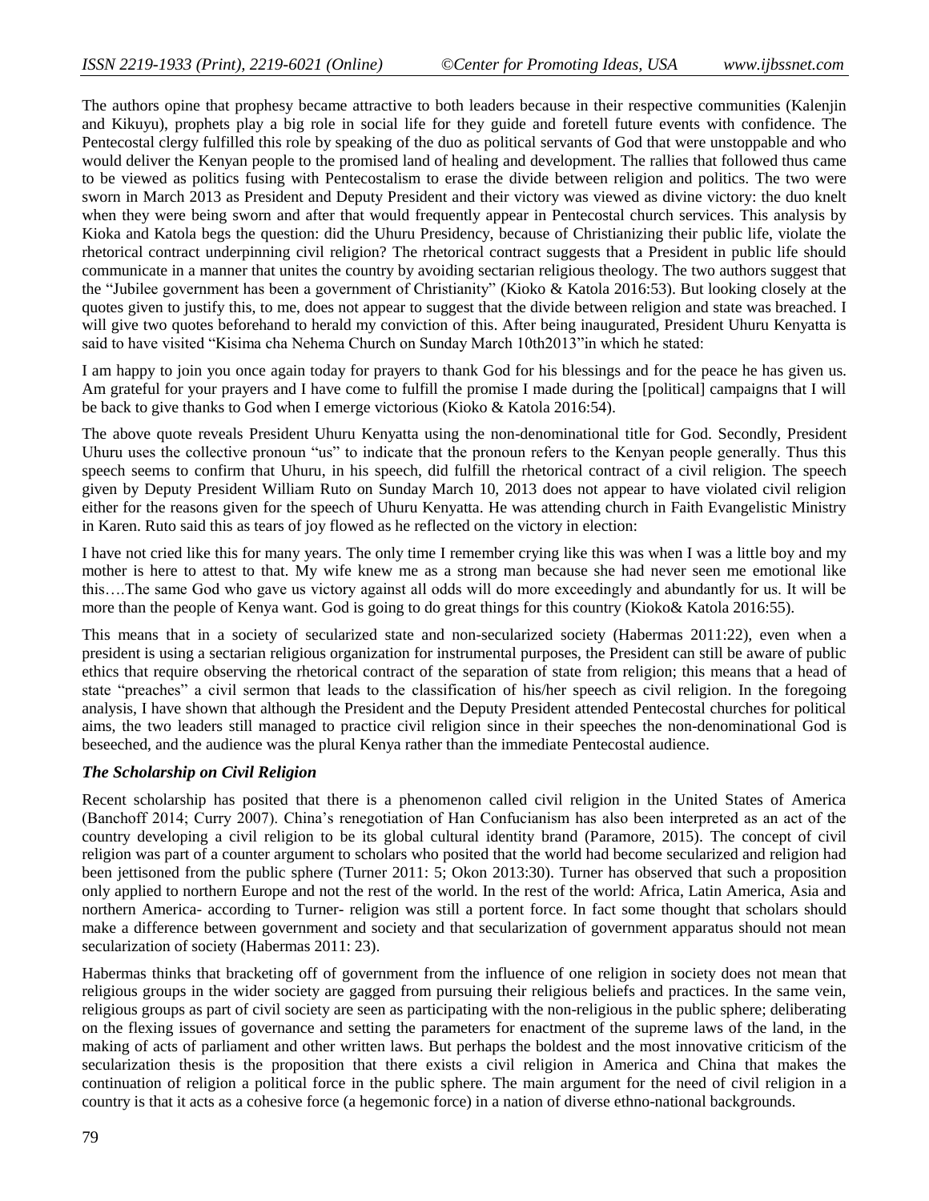The authors opine that prophesy became attractive to both leaders because in their respective communities (Kalenjin and Kikuyu), prophets play a big role in social life for they guide and foretell future events with confidence. The Pentecostal clergy fulfilled this role by speaking of the duo as political servants of God that were unstoppable and who would deliver the Kenyan people to the promised land of healing and development. The rallies that followed thus came to be viewed as politics fusing with Pentecostalism to erase the divide between religion and politics. The two were sworn in March 2013 as President and Deputy President and their victory was viewed as divine victory: the duo knelt when they were being sworn and after that would frequently appear in Pentecostal church services. This analysis by Kioka and Katola begs the question: did the Uhuru Presidency, because of Christianizing their public life, violate the rhetorical contract underpinning civil religion? The rhetorical contract suggests that a President in public life should communicate in a manner that unites the country by avoiding sectarian religious theology. The two authors suggest that the "Jubilee government has been a government of Christianity" (Kioko & Katola 2016:53). But looking closely at the quotes given to justify this, to me, does not appear to suggest that the divide between religion and state was breached. I will give two quotes beforehand to herald my conviction of this. After being inaugurated, President Uhuru Kenyatta is said to have visited "Kisima cha Nehema Church on Sunday March 10th2013"in which he stated:

I am happy to join you once again today for prayers to thank God for his blessings and for the peace he has given us. Am grateful for your prayers and I have come to fulfill the promise I made during the [political] campaigns that I will be back to give thanks to God when I emerge victorious (Kioko & Katola 2016:54).

The above quote reveals President Uhuru Kenyatta using the non-denominational title for God. Secondly, President Uhuru uses the collective pronoun "us" to indicate that the pronoun refers to the Kenyan people generally. Thus this speech seems to confirm that Uhuru, in his speech, did fulfill the rhetorical contract of a civil religion. The speech given by Deputy President William Ruto on Sunday March 10, 2013 does not appear to have violated civil religion either for the reasons given for the speech of Uhuru Kenyatta. He was attending church in Faith Evangelistic Ministry in Karen. Ruto said this as tears of joy flowed as he reflected on the victory in election:

I have not cried like this for many years. The only time I remember crying like this was when I was a little boy and my mother is here to attest to that. My wife knew me as a strong man because she had never seen me emotional like this….The same God who gave us victory against all odds will do more exceedingly and abundantly for us. It will be more than the people of Kenya want. God is going to do great things for this country (Kioko& Katola 2016:55).

This means that in a society of secularized state and non-secularized society (Habermas 2011:22), even when a president is using a sectarian religious organization for instrumental purposes, the President can still be aware of public ethics that require observing the rhetorical contract of the separation of state from religion; this means that a head of state "preaches" a civil sermon that leads to the classification of his/her speech as civil religion. In the foregoing analysis, I have shown that although the President and the Deputy President attended Pentecostal churches for political aims, the two leaders still managed to practice civil religion since in their speeches the non-denominational God is beseeched, and the audience was the plural Kenya rather than the immediate Pentecostal audience.

### *The Scholarship on Civil Religion*

Recent scholarship has posited that there is a phenomenon called civil religion in the United States of America (Banchoff 2014; Curry 2007). China's renegotiation of Han Confucianism has also been interpreted as an act of the country developing a civil religion to be its global cultural identity brand (Paramore, 2015). The concept of civil religion was part of a counter argument to scholars who posited that the world had become secularized and religion had been jettisoned from the public sphere (Turner 2011: 5; Okon 2013:30). Turner has observed that such a proposition only applied to northern Europe and not the rest of the world. In the rest of the world: Africa, Latin America, Asia and northern America- according to Turner- religion was still a portent force. In fact some thought that scholars should make a difference between government and society and that secularization of government apparatus should not mean secularization of society (Habermas 2011: 23).

Habermas thinks that bracketing off of government from the influence of one religion in society does not mean that religious groups in the wider society are gagged from pursuing their religious beliefs and practices. In the same vein, religious groups as part of civil society are seen as participating with the non-religious in the public sphere; deliberating on the flexing issues of governance and setting the parameters for enactment of the supreme laws of the land, in the making of acts of parliament and other written laws. But perhaps the boldest and the most innovative criticism of the secularization thesis is the proposition that there exists a civil religion in America and China that makes the continuation of religion a political force in the public sphere. The main argument for the need of civil religion in a country is that it acts as a cohesive force (a hegemonic force) in a nation of diverse ethno-national backgrounds.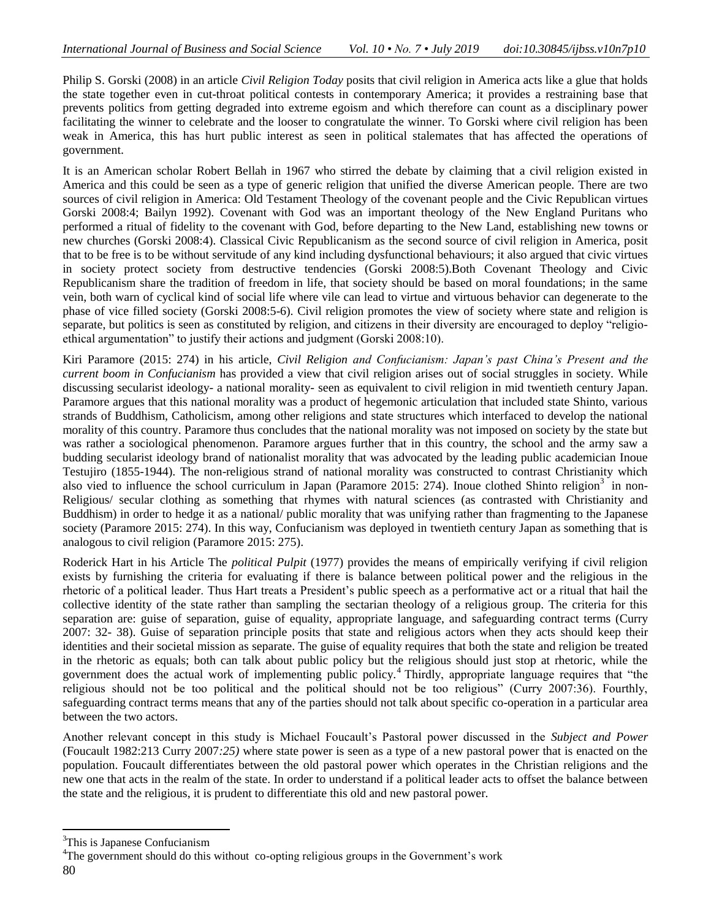Philip S. Gorski (2008) in an article *Civil Religion Today* posits that civil religion in America acts like a glue that holds the state together even in cut-throat political contests in contemporary America; it provides a restraining base that prevents politics from getting degraded into extreme egoism and which therefore can count as a disciplinary power facilitating the winner to celebrate and the looser to congratulate the winner. To Gorski where civil religion has been weak in America, this has hurt public interest as seen in political stalemates that has affected the operations of government.

It is an American scholar Robert Bellah in 1967 who stirred the debate by claiming that a civil religion existed in America and this could be seen as a type of generic religion that unified the diverse American people. There are two sources of civil religion in America: Old Testament Theology of the covenant people and the Civic Republican virtues Gorski 2008:4; Bailyn 1992). Covenant with God was an important theology of the New England Puritans who performed a ritual of fidelity to the covenant with God, before departing to the New Land, establishing new towns or new churches (Gorski 2008:4). Classical Civic Republicanism as the second source of civil religion in America, posit that to be free is to be without servitude of any kind including dysfunctional behaviours; it also argued that civic virtues in society protect society from destructive tendencies (Gorski 2008:5).Both Covenant Theology and Civic Republicanism share the tradition of freedom in life, that society should be based on moral foundations; in the same vein, both warn of cyclical kind of social life where vile can lead to virtue and virtuous behavior can degenerate to the phase of vice filled society (Gorski 2008:5-6). Civil religion promotes the view of society where state and religion is separate, but politics is seen as constituted by religion, and citizens in their diversity are encouraged to deploy "religio-ethical argumentation" to justify their actions and judgment (Gorski 2008:10).

Kiri Paramore (2015: 274) in his article, *Civil Religion and Confucianism: Japan's past China's Present and the current boom in Confucianism* has provided a view that civil religion arises out of social struggles in society. While discussing secularist ideology- a national morality- seen as equivalent to civil religion in mid twentieth century Japan. Paramore argues that this national morality was a product of hegemonic articulation that included state Shinto, various strands of Buddhism, Catholicism, among other religions and state structures which interfaced to develop the national morality of this country. Paramore thus concludes that the national morality was not imposed on society by the state but was rather a sociological phenomenon. Paramore argues further that in this country, the school and the army saw a budding secularist ideology brand of nationalist morality that was advocated by the leading public academician Inoue Testujiro (1855-1944). The non-religious strand of national morality was constructed to contrast Christianity which also vied to influence the school curriculum in Japan (Paramore 2015: 274). Inoue clothed Shinto religion[3] in non-Religious/ secular clothing as something that rhymes with natural sciences (as contrasted with Christianity and Buddhism) in order to hedge it as a national/ public morality that was unifying rather than fragmenting to the Japanese society (Paramore 2015: 274). In this way, Confucianism was deployed in twentieth century Japan as something that is analogous to civil religion (Paramore 2015: 275).

Roderick Hart in his Article The *political Pulpit* (1977) provides the means of empirically verifying if civil religion exists by furnishing the criteria for evaluating if there is balance between political power and the religious in the rhetoric of a political leader. Thus Hart treats a President's public speech as a performative act or a ritual that hail the collective identity of the state rather than sampling the sectarian theology of a religious group. The criteria for this separation are: guise of separation, guise of equality, appropriate language, and safeguarding contract terms (Curry 2007: 32- 38). Guise of separation principle posits that state and religious actors when they acts should keep their identities and their societal mission as separate. The guise of equality requires that both the state and religion be treated in the rhetoric as equals; both can talk about public policy but the religious should just stop at rhetoric, while the government does the actual work of implementing public policy.[4] Thirdly, appropriate language requires that "the religious should not be too political and the political should not be too religious" (Curry 2007:36). Fourthly, safeguarding contract terms means that any of the parties should not talk about specific co-operation in a particular area between the two actors.

Another relevant concept in this study is Michael Foucault's Pastoral power discussed in the *Subject and Power* (Foucault 1982:213 Curry 2007*:25)* where state power is seen as a type of a new pastoral power that is enacted on the population. Foucault differentiates between the old pastoral power which operates in the Christian religions and the new one that acts in the realm of the state. In order to understand if a political leader acts to offset the balance between the state and the religious, it is prudent to differentiate this old and new pastoral power.

---

[3]This is Japanese Confucianism

[4]The government should do this without co-opting religious groups in the Government's work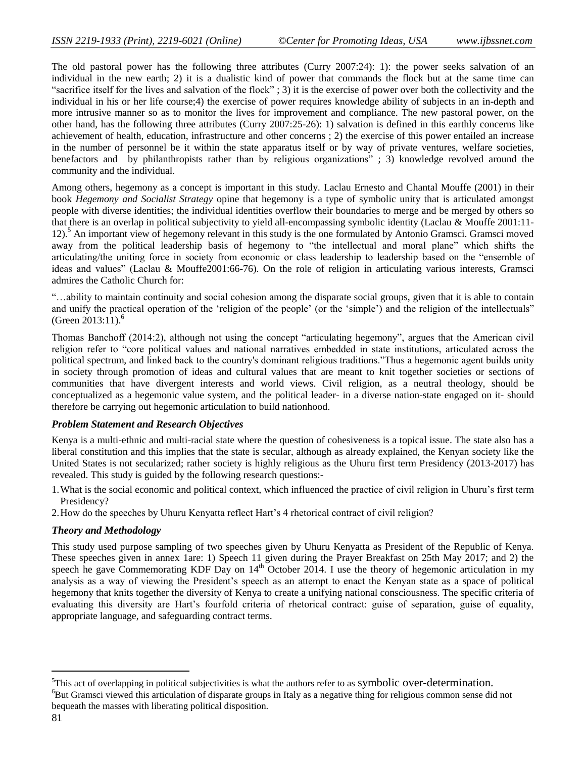The old pastoral power has the following three attributes (Curry 2007:24): 1): the power seeks salvation of an individual in the new earth; 2) it is a dualistic kind of power that commands the flock but at the same time can "sacrifice itself for the lives and salvation of the flock" ; 3) it is the exercise of power over both the collectivity and the individual in his or her life course;4) the exercise of power requires knowledge ability of subjects in an in-depth and more intrusive manner so as to monitor the lives for improvement and compliance. The new pastoral power, on the other hand, has the following three attributes (Curry 2007:25-26): 1) salvation is defined in this earthly concerns like achievement of health, education, infrastructure and other concerns ; 2) the exercise of this power entailed an increase in the number of personnel be it within the state apparatus itself or by way of private ventures, welfare societies, benefactors and by philanthropists rather than by religious organizations" ; 3) knowledge revolved around the community and the individual.

Among others, hegemony as a concept is important in this study. Laclau Ernesto and Chantal Mouffe (2001) in their book *Hegemony and Socialist Strategy* opine that hegemony is a type of symbolic unity that is articulated amongst people with diverse identities; the individual identities overflow their boundaries to merge and be merged by others so that there is an overlap in political subjectivity to yield all-encompassing symbolic identity (Laclau & Mouffe 2001:11-12).[5] An important view of hegemony relevant in this study is the one formulated by Antonio Gramsci. Gramsci moved away from the political leadership basis of hegemony to "the intellectual and moral plane" which shifts the articulating/the uniting force in society from economic or class leadership to leadership based on the "ensemble of ideas and values" (Laclau & Mouffe2001:66-76). On the role of religion in articulating various interests, Gramsci admires the Catholic Church for:

"…ability to maintain continuity and social cohesion among the disparate social groups, given that it is able to contain and unify the practical operation of the 'religion of the people' (or the 'simple') and the religion of the intellectuals" (Green 2013:11).[6]

Thomas Banchoff (2014:2), although not using the concept "articulating hegemony", argues that the American civil religion refer to "core political values and national narratives embedded in state institutions, articulated across the political spectrum, and linked back to the country's dominant religious traditions."Thus a hegemonic agent builds unity in society through promotion of ideas and cultural values that are meant to knit together societies or sections of communities that have divergent interests and world views. Civil religion, as a neutral theology, should be conceptualized as a hegemonic value system, and the political leader- in a diverse nation-state engaged on it- should therefore be carrying out hegemonic articulation to build nationhood.

### *Problem Statement and Research Objectives*

Kenya is a multi-ethnic and multi-racial state where the question of cohesiveness is a topical issue. The state also has a liberal constitution and this implies that the state is secular, although as already explained, the Kenyan society like the United States is not secularized; rather society is highly religious as the Uhuru first term Presidency (2013-2017) has revealed. This study is guided by the following research questions:-

1. What is the social economic and political context, which influenced the practice of civil religion in Uhuru's first term Presidency?
2. How do the speeches by Uhuru Kenyatta reflect Hart's 4 rhetorical contract of civil religion?

### *Theory and Methodology*

This study used purpose sampling of two speeches given by Uhuru Kenyatta as President of the Republic of Kenya. These speeches given in annex 1are: 1) Speech 11 given during the Prayer Breakfast on 25th May 2017; and 2) the speech he gave Commemorating KDF Day on 14th October 2014. I use the theory of hegemonic articulation in my analysis as a way of viewing the President's speech as an attempt to enact the Kenyan state as a space of political hegemony that knits together the diversity of Kenya to create a unifying national consciousness. The specific criteria of evaluating this diversity are Hart's fourfold criteria of rhetorical contract: guise of separation, guise of equality, appropriate language, and safeguarding contract terms.

---

[5] This act of overlapping in political subjectivities is what the authors refer to as symbolic over-determination.

[6] But Gramsci viewed this articulation of disparate groups in Italy as a negative thing for religious common sense did not bequeath the masses with liberating political disposition.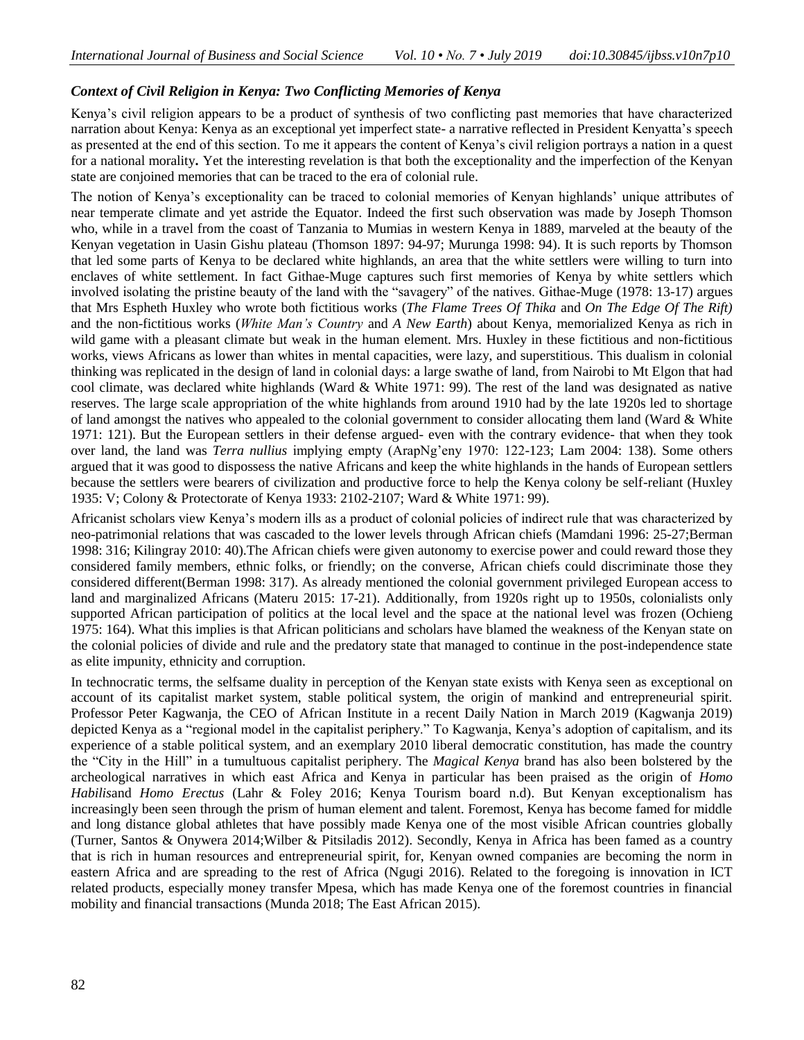### *Context of Civil Religion in Kenya: Two Conflicting Memories of Kenya*

Kenya's civil religion appears to be a product of synthesis of two conflicting past memories that have characterized narration about Kenya: Kenya as an exceptional yet imperfect state- a narrative reflected in President Kenyatta's speech as presented at the end of this section. To me it appears the content of Kenya's civil religion portrays a nation in a quest for a national morality**.** Yet the interesting revelation is that both the exceptionality and the imperfection of the Kenyan state are conjoined memories that can be traced to the era of colonial rule.

The notion of Kenya's exceptionality can be traced to colonial memories of Kenyan highlands' unique attributes of near temperate climate and yet astride the Equator. Indeed the first such observation was made by Joseph Thomson who, while in a travel from the coast of Tanzania to Mumias in western Kenya in 1889, marveled at the beauty of the Kenyan vegetation in Uasin Gishu plateau (Thomson 1897: 94-97; Murunga 1998: 94). It is such reports by Thomson that led some parts of Kenya to be declared white highlands, an area that the white settlers were willing to turn into enclaves of white settlement. In fact Githae-Muge captures such first memories of Kenya by white settlers which involved isolating the pristine beauty of the land with the "savagery" of the natives. Githae-Muge (1978: 13-17) argues that Mrs Espheth Huxley who wrote both fictitious works (*The Flame Trees Of Thika* and *On The Edge Of The Rift)* and the non-fictitious works (*White Man's Country* and *A New Earth*) about Kenya, memorialized Kenya as rich in wild game with a pleasant climate but weak in the human element. Mrs. Huxley in these fictitious and non-fictitious works, views Africans as lower than whites in mental capacities, were lazy, and superstitious. This dualism in colonial thinking was replicated in the design of land in colonial days: a large swathe of land, from Nairobi to Mt Elgon that had cool climate, was declared white highlands (Ward & White 1971: 99). The rest of the land was designated as native reserves. The large scale appropriation of the white highlands from around 1910 had by the late 1920s led to shortage of land amongst the natives who appealed to the colonial government to consider allocating them land (Ward & White 1971: 121). But the European settlers in their defense argued- even with the contrary evidence- that when they took over land, the land was *Terra nullius* implying empty (ArapNg'eny 1970: 122-123; Lam 2004: 138). Some others argued that it was good to dispossess the native Africans and keep the white highlands in the hands of European settlers because the settlers were bearers of civilization and productive force to help the Kenya colony be self-reliant (Huxley 1935: V; Colony & Protectorate of Kenya 1933: 2102-2107; Ward & White 1971: 99).

Africanist scholars view Kenya's modern ills as a product of colonial policies of indirect rule that was characterized by neo-patrimonial relations that was cascaded to the lower levels through African chiefs (Mamdani 1996: 25-27;Berman 1998: 316; Kilingray 2010: 40).The African chiefs were given autonomy to exercise power and could reward those they considered family members, ethnic folks, or friendly; on the converse, African chiefs could discriminate those they considered different(Berman 1998: 317). As already mentioned the colonial government privileged European access to land and marginalized Africans (Materu 2015: 17-21). Additionally, from 1920s right up to 1950s, colonialists only supported African participation of politics at the local level and the space at the national level was frozen (Ochieng 1975: 164). What this implies is that African politicians and scholars have blamed the weakness of the Kenyan state on the colonial policies of divide and rule and the predatory state that managed to continue in the post-independence state as elite impunity, ethnicity and corruption.

In technocratic terms, the selfsame duality in perception of the Kenyan state exists with Kenya seen as exceptional on account of its capitalist market system, stable political system, the origin of mankind and entrepreneurial spirit. Professor Peter Kagwanja, the CEO of African Institute in a recent Daily Nation in March 2019 (Kagwanja 2019) depicted Kenya as a "regional model in the capitalist periphery." To Kagwanja, Kenya's adoption of capitalism, and its experience of a stable political system, and an exemplary 2010 liberal democratic constitution, has made the country the "City in the Hill" in a tumultuous capitalist periphery. The *Magical Kenya* brand has also been bolstered by the archeological narratives in which east Africa and Kenya in particular has been praised as the origin of *Homo Habilis*and *Homo Erectus* (Lahr & Foley 2016; Kenya Tourism board n.d). But Kenyan exceptionalism has increasingly been seen through the prism of human element and talent. Foremost, Kenya has become famed for middle and long distance global athletes that have possibly made Kenya one of the most visible African countries globally (Turner, Santos & Onywera 2014;Wilber & Pitsiladis 2012). Secondly, Kenya in Africa has been famed as a country that is rich in human resources and entrepreneurial spirit, for, Kenyan owned companies are becoming the norm in eastern Africa and are spreading to the rest of Africa (Ngugi 2016). Related to the foregoing is innovation in ICT related products, especially money transfer Mpesa, which has made Kenya one of the foremost countries in financial mobility and financial transactions (Munda 2018; The East African 2015).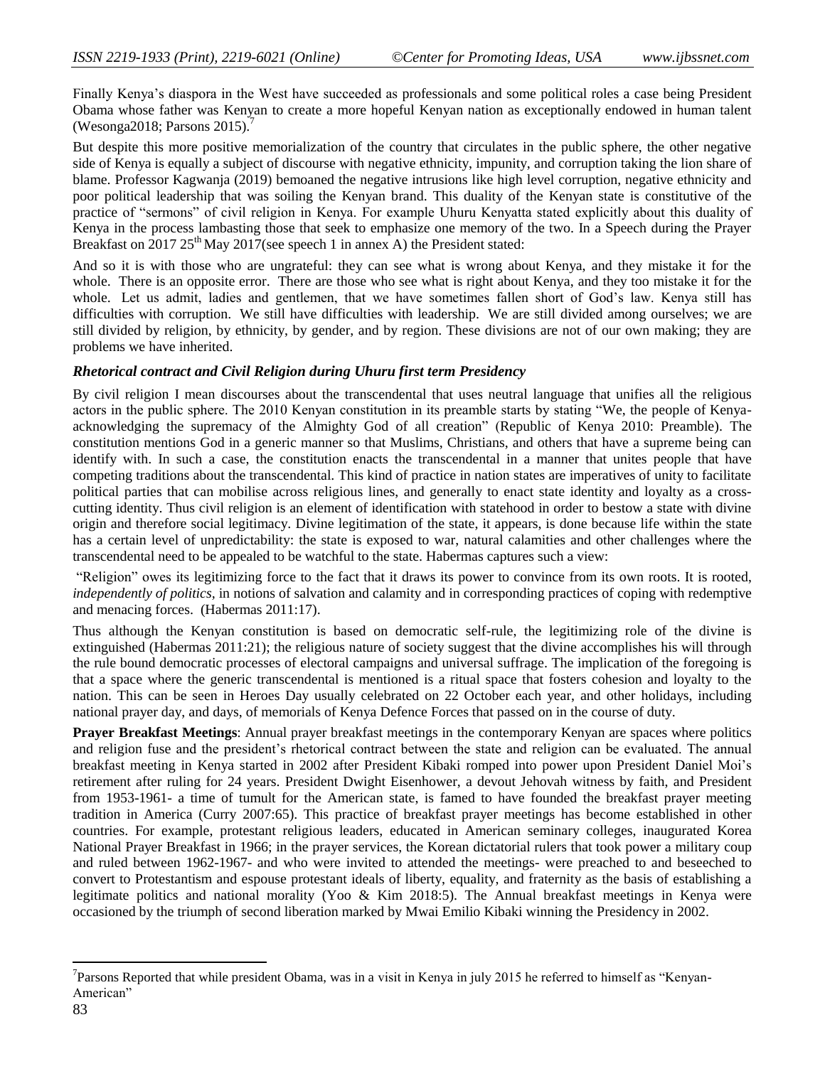Finally Kenya's diaspora in the West have succeeded as professionals and some political roles a case being President Obama whose father was Kenyan to create a more hopeful Kenyan nation as exceptionally endowed in human talent (Wesonga2018; Parsons 2015).[7]

But despite this more positive memorialization of the country that circulates in the public sphere, the other negative side of Kenya is equally a subject of discourse with negative ethnicity, impunity, and corruption taking the lion share of blame. Professor Kagwanja (2019) bemoaned the negative intrusions like high level corruption, negative ethnicity and poor political leadership that was soiling the Kenyan brand. This duality of the Kenyan state is constitutive of the practice of "sermons" of civil religion in Kenya. For example Uhuru Kenyatta stated explicitly about this duality of Kenya in the process lambasting those that seek to emphasize one memory of the two. In a Speech during the Prayer Breakfast on 2017 25th May 2017(see speech 1 in annex A) the President stated:

And so it is with those who are ungrateful: they can see what is wrong about Kenya, and they mistake it for the whole. There is an opposite error. There are those who see what is right about Kenya, and they too mistake it for the whole. Let us admit, ladies and gentlemen, that we have sometimes fallen short of God's law. Kenya still has difficulties with corruption. We still have difficulties with leadership. We are still divided among ourselves; we are still divided by religion, by ethnicity, by gender, and by region. These divisions are not of our own making; they are problems we have inherited.

### *Rhetorical contract and Civil Religion during Uhuru first term Presidency*

By civil religion I mean discourses about the transcendental that uses neutral language that unifies all the religious actors in the public sphere. The 2010 Kenyan constitution in its preamble starts by stating "We, the people of Kenya-acknowledging the supremacy of the Almighty God of all creation" (Republic of Kenya 2010: Preamble). The constitution mentions God in a generic manner so that Muslims, Christians, and others that have a supreme being can identify with. In such a case, the constitution enacts the transcendental in a manner that unites people that have competing traditions about the transcendental. This kind of practice in nation states are imperatives of unity to facilitate political parties that can mobilise across religious lines, and generally to enact state identity and loyalty as a cross-cutting identity. Thus civil religion is an element of identification with statehood in order to bestow a state with divine origin and therefore social legitimacy. Divine legitimation of the state, it appears, is done because life within the state has a certain level of unpredictability: the state is exposed to war, natural calamities and other challenges where the transcendental need to be appealed to be watchful to the state. Habermas captures such a view:

"Religion" owes its legitimizing force to the fact that it draws its power to convince from its own roots. It is rooted, *independently of politics*, in notions of salvation and calamity and in corresponding practices of coping with redemptive and menacing forces. (Habermas 2011:17).

Thus although the Kenyan constitution is based on democratic self-rule, the legitimizing role of the divine is extinguished (Habermas 2011:21); the religious nature of society suggest that the divine accomplishes his will through the rule bound democratic processes of electoral campaigns and universal suffrage. The implication of the foregoing is that a space where the generic transcendental is mentioned is a ritual space that fosters cohesion and loyalty to the nation. This can be seen in Heroes Day usually celebrated on 22 October each year, and other holidays, including national prayer day, and days, of memorials of Kenya Defence Forces that passed on in the course of duty.

**Prayer Breakfast Meetings**: Annual prayer breakfast meetings in the contemporary Kenyan are spaces where politics and religion fuse and the president's rhetorical contract between the state and religion can be evaluated. The annual breakfast meeting in Kenya started in 2002 after President Kibaki romped into power upon President Daniel Moi's retirement after ruling for 24 years. President Dwight Eisenhower, a devout Jehovah witness by faith, and President from 1953-1961- a time of tumult for the American state, is famed to have founded the breakfast prayer meeting tradition in America (Curry 2007:65). This practice of breakfast prayer meetings has become established in other countries. For example, protestant religious leaders, educated in American seminary colleges, inaugurated Korea National Prayer Breakfast in 1966; in the prayer services, the Korean dictatorial rulers that took power a military coup and ruled between 1962-1967- and who were invited to attended the meetings- were preached to and beseeched to convert to Protestantism and espouse protestant ideals of liberty, equality, and fraternity as the basis of establishing a legitimate politics and national morality (Yoo & Kim 2018:5). The Annual breakfast meetings in Kenya were occasioned by the triumph of second liberation marked by Mwai Emilio Kibaki winning the Presidency in 2002.

---

[7] Parsons Reported that while president Obama, was in a visit in Kenya in july 2015 he referred to himself as "Kenyan-American"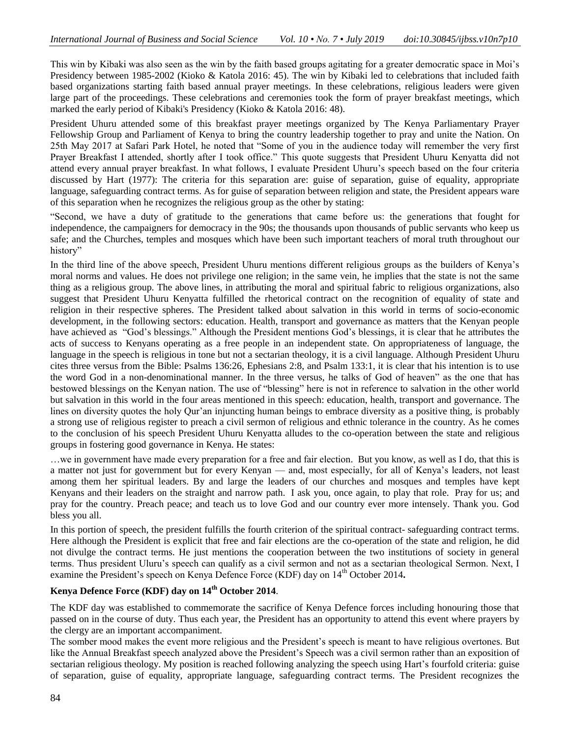This win by Kibaki was also seen as the win by the faith based groups agitating for a greater democratic space in Moi's Presidency between 1985-2002 (Kioko & Katola 2016: 45). The win by Kibaki led to celebrations that included faith based organizations starting faith based annual prayer meetings. In these celebrations, religious leaders were given large part of the proceedings. These celebrations and ceremonies took the form of prayer breakfast meetings, which marked the early period of Kibaki's Presidency (Kioko & Katola 2016: 48).

President Uhuru attended some of this breakfast prayer meetings organized by The Kenya Parliamentary Prayer Fellowship Group and Parliament of Kenya to bring the country leadership together to pray and unite the Nation. On 25th May 2017 at Safari Park Hotel, he noted that "Some of you in the audience today will remember the very first Prayer Breakfast I attended, shortly after I took office." This quote suggests that President Uhuru Kenyatta did not attend every annual prayer breakfast. In what follows, I evaluate President Uhuru's speech based on the four criteria discussed by Hart (1977): The criteria for this separation are: guise of separation, guise of equality, appropriate language, safeguarding contract terms. As for guise of separation between religion and state, the President appears ware of this separation when he recognizes the religious group as the other by stating:

"Second, we have a duty of gratitude to the generations that came before us: the generations that fought for independence, the campaigners for democracy in the 90s; the thousands upon thousands of public servants who keep us safe; and the Churches, temples and mosques which have been such important teachers of moral truth throughout our history"

In the third line of the above speech, President Uhuru mentions different religious groups as the builders of Kenya's moral norms and values. He does not privilege one religion; in the same vein, he implies that the state is not the same thing as a religious group. The above lines, in attributing the moral and spiritual fabric to religious organizations, also suggest that President Uhuru Kenyatta fulfilled the rhetorical contract on the recognition of equality of state and religion in their respective spheres. The President talked about salvation in this world in terms of socio-economic development, in the following sectors: education. Health, transport and governance as matters that the Kenyan people have achieved as "God's blessings." Although the President mentions God's blessings, it is clear that he attributes the acts of success to Kenyans operating as a free people in an independent state. On appropriateness of language, the language in the speech is religious in tone but not a sectarian theology, it is a civil language. Although President Uhuru cites three versus from the Bible: Psalms 136:26, Ephesians 2:8, and Psalm 133:1, it is clear that his intention is to use the word God in a non-denominational manner. In the three versus, he talks of God of heaven" as the one that has bestowed blessings on the Kenyan nation. The use of "blessing" here is not in reference to salvation in the other world but salvation in this world in the four areas mentioned in this speech: education, health, transport and governance. The lines on diversity quotes the holy Qur'an injuncting human beings to embrace diversity as a positive thing, is probably a strong use of religious register to preach a civil sermon of religious and ethnic tolerance in the country. As he comes to the conclusion of his speech President Uhuru Kenyatta alludes to the co-operation between the state and religious groups in fostering good governance in Kenya. He states:

…we in government have made every preparation for a free and fair election. But you know, as well as I do, that this is a matter not just for government but for every Kenyan — and, most especially, for all of Kenya's leaders, not least among them her spiritual leaders. By and large the leaders of our churches and mosques and temples have kept Kenyans and their leaders on the straight and narrow path. I ask you, once again, to play that role. Pray for us; and pray for the country. Preach peace; and teach us to love God and our country ever more intensely. Thank you. God bless you all.

In this portion of speech, the president fulfills the fourth criterion of the spiritual contract- safeguarding contract terms. Here although the President is explicit that free and fair elections are the co-operation of the state and religion, he did not divulge the contract terms. He just mentions the cooperation between the two institutions of society in general terms. Thus president Uluru's speech can qualify as a civil sermon and not as a sectarian theological Sermon. Next, I examine the President's speech on Kenya Defence Force (KDF) day on 14th October 2014**.**

**Kenya Defence Force (KDF) day on 14th October 2014**.

The KDF day was established to commemorate the sacrifice of Kenya Defence forces including honouring those that passed on in the course of duty. Thus each year, the President has an opportunity to attend this event where prayers by the clergy are an important accompaniment.

The somber mood makes the event more religious and the President's speech is meant to have religious overtones. But like the Annual Breakfast speech analyzed above the President's Speech was a civil sermon rather than an exposition of sectarian religious theology. My position is reached following analyzing the speech using Hart's fourfold criteria: guise of separation, guise of equality, appropriate language, safeguarding contract terms. The President recognizes the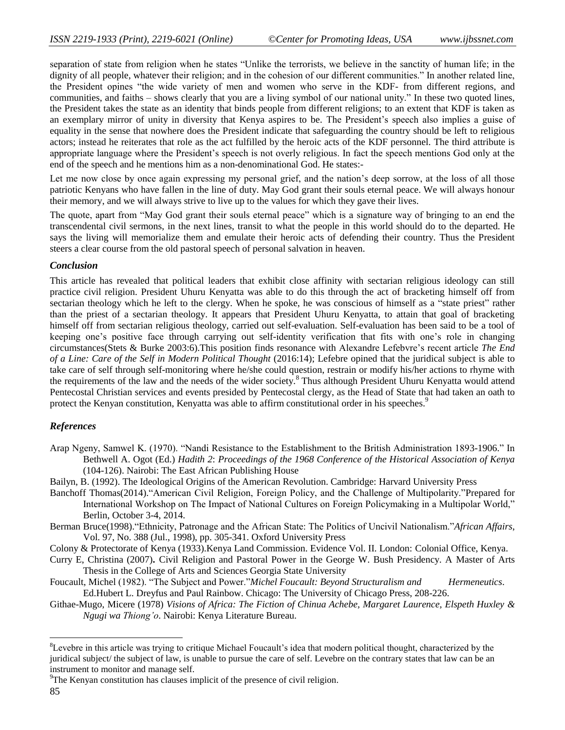separation of state from religion when he states "Unlike the terrorists, we believe in the sanctity of human life; in the dignity of all people, whatever their religion; and in the cohesion of our different communities." In another related line, the President opines "the wide variety of men and women who serve in the KDF- from different regions, and communities, and faiths – shows clearly that you are a living symbol of our national unity." In these two quoted lines, the President takes the state as an identity that binds people from different religions; to an extent that KDF is taken as an exemplary mirror of unity in diversity that Kenya aspires to be. The President's speech also implies a guise of equality in the sense that nowhere does the President indicate that safeguarding the country should be left to religious actors; instead he reiterates that role as the act fulfilled by the heroic acts of the KDF personnel. The third attribute is appropriate language where the President's speech is not overly religious. In fact the speech mentions God only at the end of the speech and he mentions him as a non-denominational God. He states:-

Let me now close by once again expressing my personal grief, and the nation's deep sorrow, at the loss of all those patriotic Kenyans who have fallen in the line of duty. May God grant their souls eternal peace. We will always honour their memory, and we will always strive to live up to the values for which they gave their lives.

The quote, apart from "May God grant their souls eternal peace" which is a signature way of bringing to an end the transcendental civil sermons, in the next lines, transit to what the people in this world should do to the departed. He says the living will memorialize them and emulate their heroic acts of defending their country. Thus the President steers a clear course from the old pastoral speech of personal salvation in heaven.

### *Conclusion*

This article has revealed that political leaders that exhibit close affinity with sectarian religious ideology can still practice civil religion. President Uhuru Kenyatta was able to do this through the act of bracketing himself off from sectarian theology which he left to the clergy. When he spoke, he was conscious of himself as a "state priest" rather than the priest of a sectarian theology. It appears that President Uhuru Kenyatta, to attain that goal of bracketing himself off from sectarian religious theology, carried out self-evaluation. Self-evaluation has been said to be a tool of keeping one's positive face through carrying out self-identity verification that fits with one's role in changing circumstances(Stets & Burke 2003:6).This position finds resonance with Alexandre Lefebvre's recent article *The End of a Line: Care of the Self in Modern Political Thought* (2016:14); Lefebre opined that the juridical subject is able to take care of self through self-monitoring where he/she could question, restrain or modify his/her actions to rhyme with the requirements of the law and the needs of the wider society.[8] Thus although President Uhuru Kenyatta would attend Pentecostal Christian services and events presided by Pentecostal clergy, as the Head of State that had taken an oath to protect the Kenyan constitution, Kenyatta was able to affirm constitutional order in his speeches.[9]

### *References*

Arap Ngeny, Samwel K. (1970). "Nandi Resistance to the Establishment to the British Administration 1893-1906." In Bethwell A. Ogot (Ed.) *Hadith 2*: *Proceedings of the 1968 Conference of the Historical Association of Kenya* (104-126). Nairobi: The East African Publishing House

Bailyn, B. (1992). The Ideological Origins of the American Revolution. Cambridge: Harvard University Press

Banchoff Thomas(2014)."American Civil Religion, Foreign Policy, and the Challenge of Multipolarity."Prepared for International Workshop on The Impact of National Cultures on Foreign Policymaking in a Multipolar World," Berlin, October 3-4, 2014.

Berman Bruce(1998)."Ethnicity, Patronage and the African State: The Politics of Uncivil Nationalism."*African Affairs*, Vol. 97, No. 388 (Jul., 1998), pp. 305-341. Oxford University Press

Colony & Protectorate of Kenya (1933).Kenya Land Commission. Evidence Vol. II. London: Colonial Office, Kenya.

Curry E, Christina (2007)**.** Civil Religion and Pastoral Power in the George W. Bush Presidency. A Master of Arts Thesis in the College of Arts and Sciences Georgia State University

Foucault, Michel (1982). "The Subject and Power."*Michel Foucault: Beyond Structuralism and Hermeneutics*. Ed.Hubert L. Dreyfus and Paul Rainbow. Chicago: The University of Chicago Press, 208-226.

Githae-Mugo, Micere (1978) *Visions of Africa: The Fiction of Chinua Achebe, Margaret Laurence, Elspeth Huxley & Ngugi wa Thiong'o*. Nairobi: Kenya Literature Bureau.

---

[8] Levebre in this article was trying to critique Michael Foucault's idea that modern political thought, characterized by the juridical subject/ the subject of law, is unable to pursue the care of self. Levebre on the contrary states that law can be an instrument to monitor and manage self.

[9] The Kenyan constitution has clauses implicit of the presence of civil religion.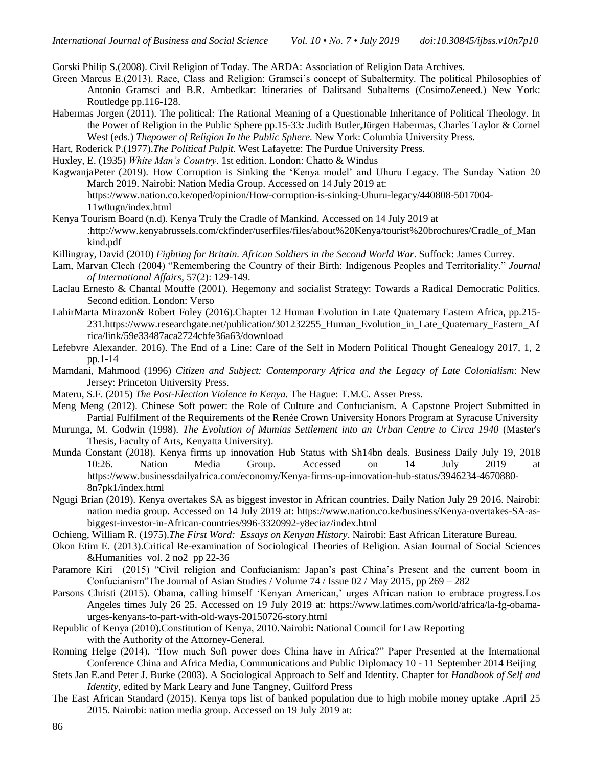Gorski Philip S.(2008). Civil Religion of Today. The ARDA: Association of Religion Data Archives.

Green Marcus E.(2013). Race, Class and Religion: Gramsci's concept of Subaltermity. The political Philosophies of Antonio Gramsci and B.R. Ambedkar: Itineraries of Dalitsand Subalterns (CosimoZeneed.) New York: Routledge pp.116-128.

Habermas Jorgen (2011). The political: The Rational Meaning of a Questionable Inheritance of Political Theology. In the Power of Religion in the Public Sphere pp.15-33*:* Judith Butler,Jürgen Habermas, Charles Taylor & Cornel West (eds.) *Thepower of Religion In the Public Sphere.* New York: Columbia University Press.

Hart, Roderick P.(1977).*The Political Pulpit*. West Lafayette: The Purdue University Press.

Huxley, E. (1935) *White Man's Country*. 1st edition. London: Chatto & Windus

KagwanjaPeter (2019). How Corruption is Sinking the 'Kenya model' and Uhuru Legacy. The Sunday Nation 20 March 2019. Nairobi: Nation Media Group. Accessed on 14 July 2019 at: https://www.nation.co.ke/oped/opinion/How-corruption-is-sinking-Uhuru-legacy/440808-5017004-11w0ugn/index.html

Kenya Tourism Board (n.d). Kenya Truly the Cradle of Mankind. Accessed on 14 July 2019 at :http://www.kenyabrussels.com/ckfinder/userfiles/files/about%20Kenya/tourist%20brochures/Cradle_of_Mankind.pdf

Killingray, David (2010) *Fighting for Britain. African Soldiers in the Second World War*. Suffock: James Currey.

Lam, Marvan Clech (2004) "Remembering the Country of their Birth: Indigenous Peoples and Territoriality." *Journal of International Affairs*, 57(2): 129-149.

Laclau Ernesto & Chantal Mouffe (2001). Hegemony and socialist Strategy: Towards a Radical Democratic Politics. Second edition. London: Verso

LahirMarta Mirazon& Robert Foley (2016).Chapter 12 Human Evolution in Late Quaternary Eastern Africa, pp.215-231.https://www.researchgate.net/publication/301232255_Human_Evolution_in_Late_Quaternary_Eastern_Africa/link/59e33487aca2724cbfe36a63/download

Lefebvre Alexander. 2016). The End of a Line: Care of the Self in Modern Political Thought Genealogy 2017, 1, 2 pp.1-14

Mamdani, Mahmood (1996) *Citizen and Subject: Contemporary Africa and the Legacy of Late Colonialism*: New Jersey: Princeton University Press.

Materu, S.F. (2015) *The Post-Election Violence in Kenya.* The Hague: T.M.C. Asser Press.

Meng Meng (2012). Chinese Soft power: the Role of Culture and Confucianism**.** A Capstone Project Submitted in Partial Fulfilment of the Requirements of the Renée Crown University Honors Program at Syracuse University

Murunga, M. Godwin (1998). *The Evolution of Mumias Settlement into an Urban Centre to Circa 1940* (Master's Thesis, Faculty of Arts, Kenyatta University).

Munda Constant (2018). Kenya firms up innovation Hub Status with Sh14bn deals. Business Daily July 19, 2018 10:26. Nation Media Group. Accessed on 14 July 2019 at https://www.businessdailyafrica.com/economy/Kenya-firms-up-innovation-hub-status/3946234-4670880-8n7pk1/index.html

Ngugi Brian (2019). Kenya overtakes SA as biggest investor in African countries. Daily Nation July 29 2016. Nairobi: nation media group. Accessed on 14 July 2019 at: https://www.nation.co.ke/business/Kenya-overtakes-SA-as-biggest-investor-in-African-countries/996-3320992-y8eciaz/index.html

Ochieng, William R. (1975).*The First Word: Essays on Kenyan History*. Nairobi: East African Literature Bureau.

Okon Etim E. (2013).Critical Re-examination of Sociological Theories of Religion. Asian Journal of Social Sciences &Humanities vol. 2 no2 pp 22-36

Paramore Kiri (2015) "Civil religion and Confucianism: Japan's past China's Present and the current boom in Confucianism"The Journal of Asian Studies / Volume 74 / Issue 02 / May 2015, pp 269 – 282

Parsons Christi (2015). Obama, calling himself 'Kenyan American,' urges African nation to embrace progress.Los Angeles times July 26 25. Accessed on 19 July 2019 at: https://www.latimes.com/world/africa/la-fg-obama-urges-kenyans-to-part-with-old-ways-20150726-story.html

Republic of Kenya (2010).Constitution of Kenya, 2010.Nairobi**:** National Council for Law Reporting with the Authority of the Attorney-General.

Ronning Helge (2014). "How much Soft power does China have in Africa?" Paper Presented at the International Conference China and Africa Media, Communications and Public Diplomacy 10 - 11 September 2014 Beijing

Stets Jan E.and Peter J. Burke (2003). A Sociological Approach to Self and Identity. Chapter for *Handbook of Self and Identity*, edited by Mark Leary and June Tangney, Guilford Press

The East African Standard (2015). Kenya tops list of banked population due to high mobile money uptake .April 25 2015. Nairobi: nation media group. Accessed on 19 July 2019 at: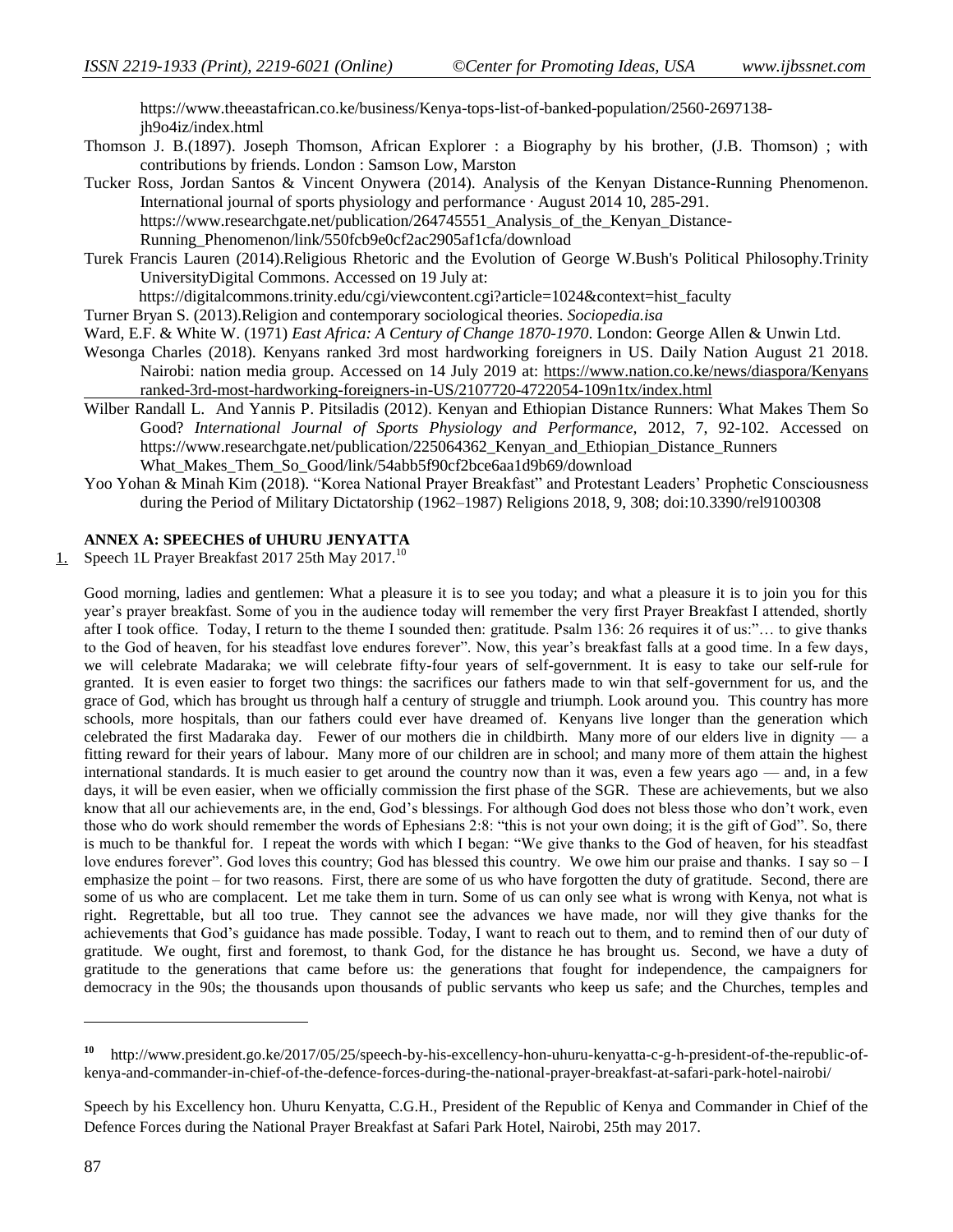https://www.theeastafrican.co.ke/business/Kenya-tops-list-of-banked-population/2560-2697138-jh9o4iz/index.html

Thomson J. B.(1897). Joseph Thomson, African Explorer : a Biography by his brother, (J.B. Thomson) ; with contributions by friends. London : Samson Low, Marston

Tucker Ross, Jordan Santos & Vincent Onywera (2014). Analysis of the Kenyan Distance-Running Phenomenon. International journal of sports physiology and performance · August 2014 10, 285-291. https://www.researchgate.net/publication/264745551_Analysis_of_the_Kenyan_Distance-Running_Phenomenon/link/550fcb9e0cf2ac2905af1cfa/download

Turek Francis Lauren (2014).Religious Rhetoric and the Evolution of George W.Bush's Political Philosophy.Trinity UniversityDigital Commons. Accessed on 19 July at: https://digitalcommons.trinity.edu/cgi/viewcontent.cgi?article=1024&context=hist_faculty

Turner Bryan S. (2013).Religion and contemporary sociological theories. *Sociopedia.isa*

Ward, E.F. & White W. (1971) *East Africa: A Century of Change 1870-1970*. London: George Allen & Unwin Ltd.

Wesonga Charles (2018). Kenyans ranked 3rd most hardworking foreigners in US. Daily Nation August 21 2018. Nairobi: nation media group. Accessed on 14 July 2019 at: https://www.nation.co.ke/news/diaspora/Kenyans ranked-3rd-most-hardworking-foreigners-in-US/2107720-4722054-109n1tx/index.html

Wilber Randall L. And Yannis P. Pitsiladis (2012). Kenyan and Ethiopian Distance Runners: What Makes Them So Good? *International Journal of Sports Physiology and Performance*, 2012, 7, 92-102. Accessed on https://www.researchgate.net/publication/225064362_Kenyan_and_Ethiopian_Distance_Runners What_Makes_Them_So_Good/link/54abb5f90cf2bce6aa1d9b69/download

Yoo Yohan & Minah Kim (2018). "Korea National Prayer Breakfast" and Protestant Leaders' Prophetic Consciousness during the Period of Military Dictatorship (1962–1987) Religions 2018, 9, 308; doi:10.3390/rel9100308

## ANNEX A: SPEECHES of UHURU JENYATTA

1. Speech 1L Prayer Breakfast 2017 25th May 2017.[10]

Good morning, ladies and gentlemen: What a pleasure it is to see you today; and what a pleasure it is to join you for this year's prayer breakfast. Some of you in the audience today will remember the very first Prayer Breakfast I attended, shortly after I took office. Today, I return to the theme I sounded then: gratitude. Psalm 136: 26 requires it of us:"… to give thanks to the God of heaven, for his steadfast love endures forever". Now, this year's breakfast falls at a good time. In a few days, we will celebrate Madaraka; we will celebrate fifty-four years of self-government. It is easy to take our self-rule for granted. It is even easier to forget two things: the sacrifices our fathers made to win that self-government for us, and the grace of God, which has brought us through half a century of struggle and triumph. Look around you. This country has more schools, more hospitals, than our fathers could ever have dreamed of. Kenyans live longer than the generation which celebrated the first Madaraka day. Fewer of our mothers die in childbirth. Many more of our elders live in dignity — a fitting reward for their years of labour. Many more of our children are in school; and many more of them attain the highest international standards. It is much easier to get around the country now than it was, even a few years ago — and, in a few days, it will be even easier, when we officially commission the first phase of the SGR. These are achievements, but we also know that all our achievements are, in the end, God's blessings. For although God does not bless those who don't work, even those who do work should remember the words of Ephesians 2:8: "this is not your own doing; it is the gift of God". So, there is much to be thankful for. I repeat the words with which I began: "We give thanks to the God of heaven, for his steadfast love endures forever". God loves this country; God has blessed this country. We owe him our praise and thanks. I say so – I emphasize the point – for two reasons. First, there are some of us who have forgotten the duty of gratitude. Second, there are some of us who are complacent. Let me take them in turn. Some of us can only see what is wrong with Kenya, not what is right. Regrettable, but all too true. They cannot see the advances we have made, nor will they give thanks for the achievements that God's guidance has made possible. Today, I want to reach out to them, and to remind then of our duty of gratitude. We ought, first and foremost, to thank God, for the distance he has brought us. Second, we have a duty of gratitude to the generations that came before us: the generations that fought for independence, the campaigners for democracy in the 90s; the thousands upon thousands of public servants who keep us safe; and the Churches, temples and

---

[10] http://www.president.go.ke/2017/05/25/speech-by-his-excellency-hon-uhuru-kenyatta-c-g-h-president-of-the-republic-of-kenya-and-commander-in-chief-of-the-defence-forces-during-the-national-prayer-breakfast-at-safari-park-hotel-nairobi/

Speech by his Excellency hon. Uhuru Kenyatta, C.G.H., President of the Republic of Kenya and Commander in Chief of the Defence Forces during the National Prayer Breakfast at Safari Park Hotel, Nairobi, 25th may 2017.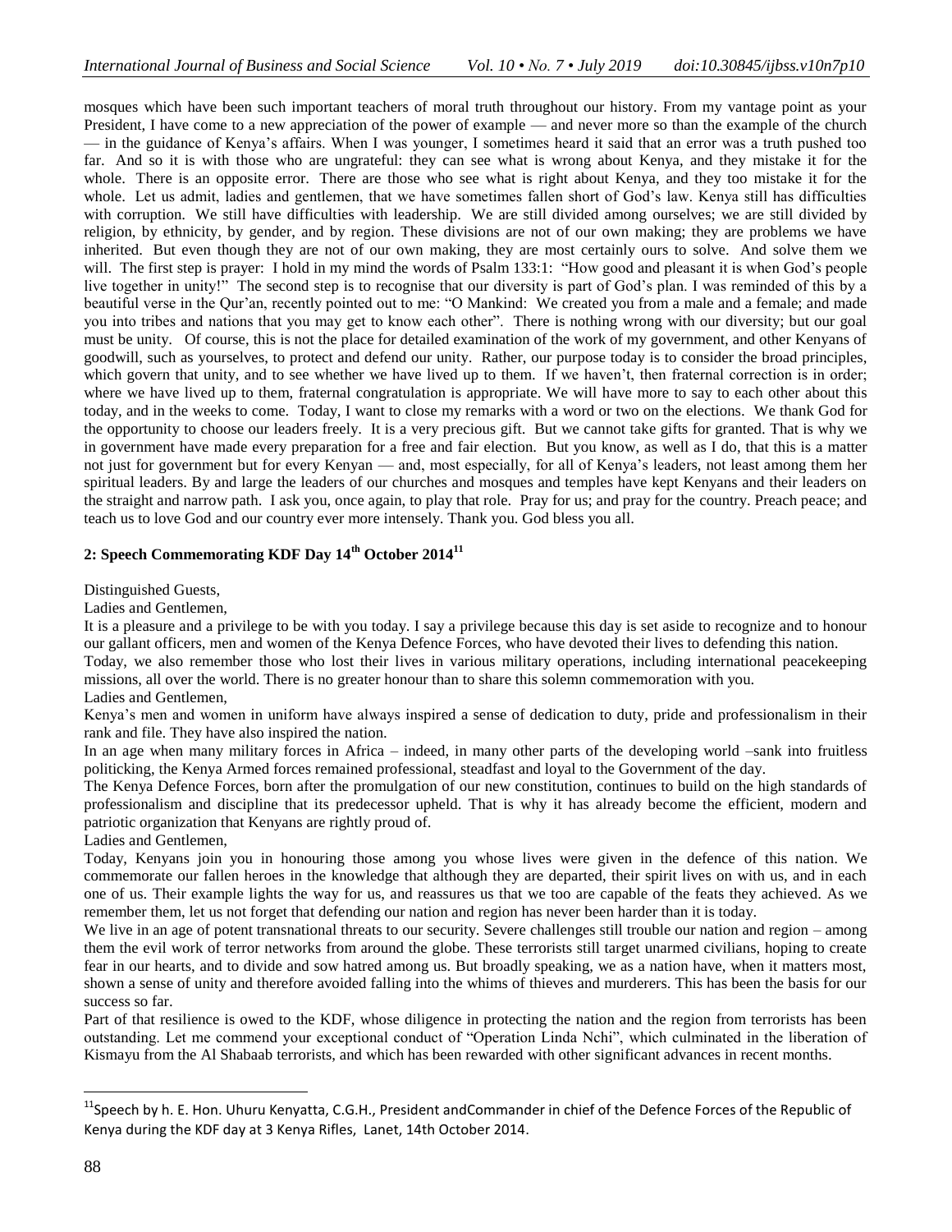mosques which have been such important teachers of moral truth throughout our history. From my vantage point as your President, I have come to a new appreciation of the power of example — and never more so than the example of the church — in the guidance of Kenya's affairs. When I was younger, I sometimes heard it said that an error was a truth pushed too far. And so it is with those who are ungrateful: they can see what is wrong about Kenya, and they mistake it for the whole. There is an opposite error. There are those who see what is right about Kenya, and they too mistake it for the whole. Let us admit, ladies and gentlemen, that we have sometimes fallen short of God's law. Kenya still has difficulties with corruption. We still have difficulties with leadership. We are still divided among ourselves; we are still divided by religion, by ethnicity, by gender, and by region. These divisions are not of our own making; they are problems we have inherited. But even though they are not of our own making, they are most certainly ours to solve. And solve them we will. The first step is prayer: I hold in my mind the words of Psalm 133:1: "How good and pleasant it is when God's people live together in unity!" The second step is to recognise that our diversity is part of God's plan. I was reminded of this by a beautiful verse in the Qur'an, recently pointed out to me: "O Mankind: We created you from a male and a female; and made you into tribes and nations that you may get to know each other". There is nothing wrong with our diversity; but our goal must be unity. Of course, this is not the place for detailed examination of the work of my government, and other Kenyans of goodwill, such as yourselves, to protect and defend our unity. Rather, our purpose today is to consider the broad principles, which govern that unity, and to see whether we have lived up to them. If we haven't, then fraternal correction is in order; where we have lived up to them, fraternal congratulation is appropriate. We will have more to say to each other about this today, and in the weeks to come. Today, I want to close my remarks with a word or two on the elections. We thank God for the opportunity to choose our leaders freely. It is a very precious gift. But we cannot take gifts for granted. That is why we in government have made every preparation for a free and fair election. But you know, as well as I do, that this is a matter not just for government but for every Kenyan — and, most especially, for all of Kenya's leaders, not least among them her spiritual leaders. By and large the leaders of our churches and mosques and temples have kept Kenyans and their leaders on the straight and narrow path. I ask you, once again, to play that role. Pray for us; and pray for the country. Preach peace; and teach us to love God and our country ever more intensely. Thank you. God bless you all.

### 2: Speech Commemorating KDF Day 14th October 2014[11]

Distinguished Guests,

Ladies and Gentlemen,

It is a pleasure and a privilege to be with you today. I say a privilege because this day is set aside to recognize and to honour our gallant officers, men and women of the Kenya Defence Forces, who have devoted their lives to defending this nation.

Today, we also remember those who lost their lives in various military operations, including international peacekeeping missions, all over the world. There is no greater honour than to share this solemn commemoration with you.

Ladies and Gentlemen,

Kenya's men and women in uniform have always inspired a sense of dedication to duty, pride and professionalism in their rank and file. They have also inspired the nation.

In an age when many military forces in Africa – indeed, in many other parts of the developing world –sank into fruitless politicking, the Kenya Armed forces remained professional, steadfast and loyal to the Government of the day.

The Kenya Defence Forces, born after the promulgation of our new constitution, continues to build on the high standards of professionalism and discipline that its predecessor upheld. That is why it has already become the efficient, modern and patriotic organization that Kenyans are rightly proud of.

Ladies and Gentlemen,

Today, Kenyans join you in honouring those among you whose lives were given in the defence of this nation. We commemorate our fallen heroes in the knowledge that although they are departed, their spirit lives on with us, and in each one of us. Their example lights the way for us, and reassures us that we too are capable of the feats they achieved. As we remember them, let us not forget that defending our nation and region has never been harder than it is today.

We live in an age of potent transnational threats to our security. Severe challenges still trouble our nation and region – among them the evil work of terror networks from around the globe. These terrorists still target unarmed civilians, hoping to create fear in our hearts, and to divide and sow hatred among us. But broadly speaking, we as a nation have, when it matters most, shown a sense of unity and therefore avoided falling into the whims of thieves and murderers. This has been the basis for our success so far.

Part of that resilience is owed to the KDF, whose diligence in protecting the nation and the region from terrorists has been outstanding. Let me commend your exceptional conduct of "Operation Linda Nchi", which culminated in the liberation of Kismayu from the Al Shabaab terrorists, and which has been rewarded with other significant advances in recent months.

---

[11] Speech by h. E. Hon. Uhuru Kenyatta, C.G.H., President andCommander in chief of the Defence Forces of the Republic of Kenya during the KDF day at 3 Kenya Rifles, Lanet, 14th October 2014.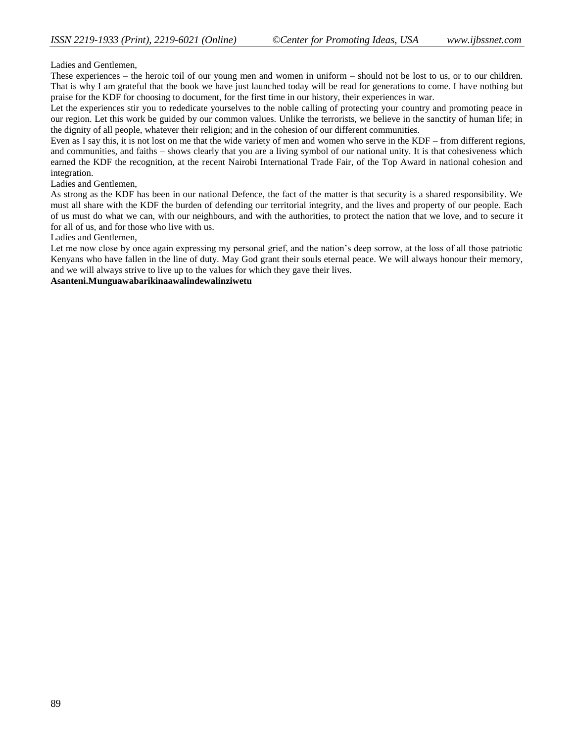Ladies and Gentlemen,

These experiences – the heroic toil of our young men and women in uniform – should not be lost to us, or to our children. That is why I am grateful that the book we have just launched today will be read for generations to come. I have nothing but praise for the KDF for choosing to document, for the first time in our history, their experiences in war.

Let the experiences stir you to rededicate yourselves to the noble calling of protecting your country and promoting peace in our region. Let this work be guided by our common values. Unlike the terrorists, we believe in the sanctity of human life; in the dignity of all people, whatever their religion; and in the cohesion of our different communities.

Even as I say this, it is not lost on me that the wide variety of men and women who serve in the KDF – from different regions, and communities, and faiths – shows clearly that you are a living symbol of our national unity. It is that cohesiveness which earned the KDF the recognition, at the recent Nairobi International Trade Fair, of the Top Award in national cohesion and integration.

Ladies and Gentlemen,

As strong as the KDF has been in our national Defence, the fact of the matter is that security is a shared responsibility. We must all share with the KDF the burden of defending our territorial integrity, and the lives and property of our people. Each of us must do what we can, with our neighbours, and with the authorities, to protect the nation that we love, and to secure it for all of us, and for those who live with us.

Ladies and Gentlemen,

Let me now close by once again expressing my personal grief, and the nation's deep sorrow, at the loss of all those patriotic Kenyans who have fallen in the line of duty. May God grant their souls eternal peace. We will always honour their memory, and we will always strive to live up to the values for which they gave their lives.

**Asanteni.Munguawabarikinaawalindewalinziwetu**